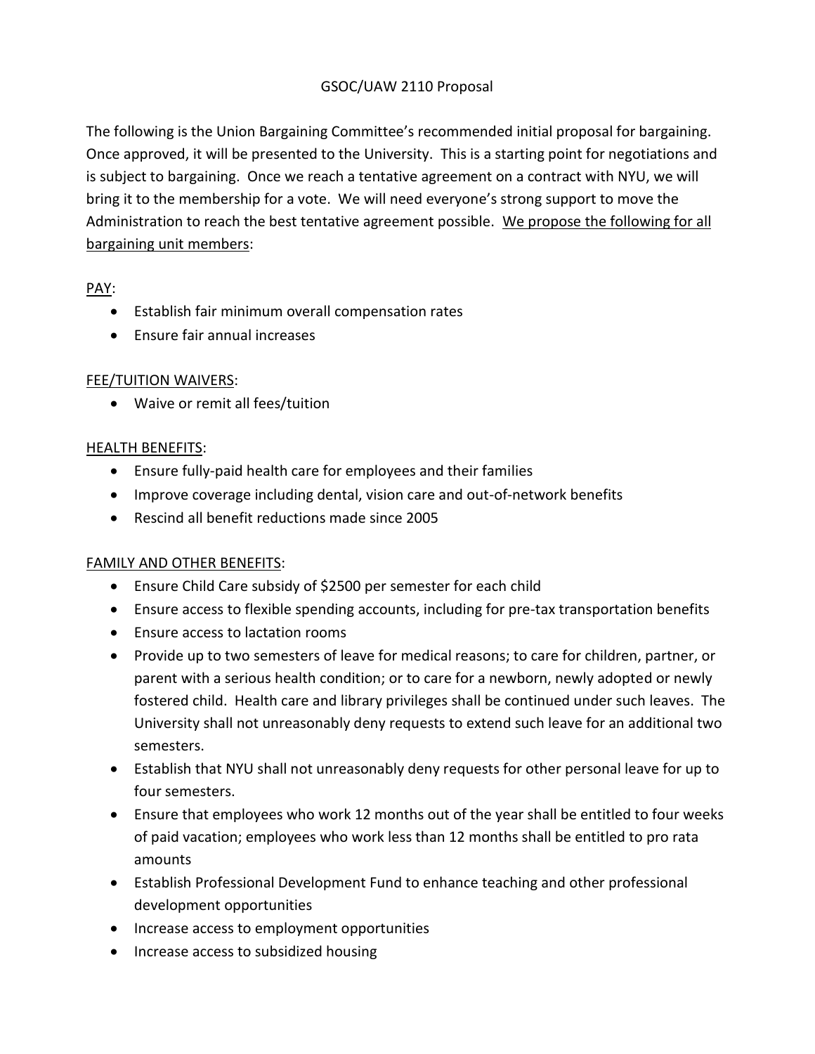# GSOC/UAW 2110 Proposal

The following is the Union Bargaining Committee's recommended initial proposal for bargaining. Once approved, it will be presented to the University. This is a starting point for negotiations and is subject to bargaining. Once we reach a tentative agreement on a contract with NYU, we will bring it to the membership for a vote. We will need everyone's strong support to move the Administration to reach the best tentative agreement possible. <u>We propose the following for all bargaining unit members</u>:

<u>PAY</u>:

- Establish fair minimum overall compensation rates
- Ensure fair annual increases

<u>FEE/TUITION WAIVERS</u>:

- Waive or remit all fees/tuition

<u>HEALTH BENEFITS</u>:

- Ensure fully-paid health care for employees and their families
- Improve coverage including dental, vision care and out-of-network benefits
- Rescind all benefit reductions made since 2005

<u>FAMILY AND OTHER BENEFITS</u>:

- Ensure Child Care subsidy of $2500 per semester for each child
- Ensure access to flexible spending accounts, including for pre-tax transportation benefits
- Ensure access to lactation rooms
- Provide up to two semesters of leave for medical reasons; to care for children, partner, or parent with a serious health condition; or to care for a newborn, newly adopted or newly fostered child. Health care and library privileges shall be continued under such leaves. The University shall not unreasonably deny requests to extend such leave for an additional two semesters.
- Establish that NYU shall not unreasonably deny requests for other personal leave for up to four semesters.
- Ensure that employees who work 12 months out of the year shall be entitled to four weeks of paid vacation; employees who work less than 12 months shall be entitled to pro rata amounts
- Establish Professional Development Fund to enhance teaching and other professional development opportunities
- Increase access to employment opportunities
- Increase access to subsidized housing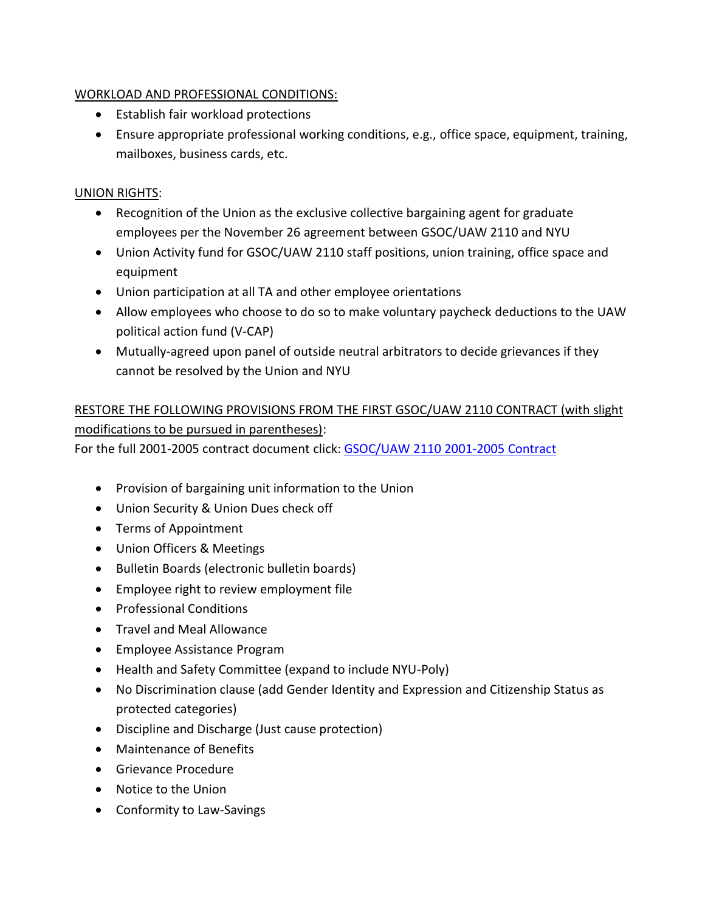WORKLOAD AND PROFESSIONAL CONDITIONS:

- Establish fair workload protections
- Ensure appropriate professional working conditions, e.g., office space, equipment, training, mailboxes, business cards, etc.

UNION RIGHTS:

- Recognition of the Union as the exclusive collective bargaining agent for graduate employees per the November 26 agreement between GSOC/UAW 2110 and NYU
- Union Activity fund for GSOC/UAW 2110 staff positions, union training, office space and equipment
- Union participation at all TA and other employee orientations
- Allow employees who choose to do so to make voluntary paycheck deductions to the UAW political action fund (V-CAP)
- Mutually-agreed upon panel of outside neutral arbitrators to decide grievances if they cannot be resolved by the Union and NYU

RESTORE THE FOLLOWING PROVISIONS FROM THE FIRST GSOC/UAW 2110 CONTRACT (with slight modifications to be pursued in parentheses):

For the full 2001-2005 contract document click: GSOC/UAW 2110 2001-2005 Contract

- Provision of bargaining unit information to the Union
- Union Security & Union Dues check off
- Terms of Appointment
- Union Officers & Meetings
- Bulletin Boards (electronic bulletin boards)
- Employee right to review employment file
- Professional Conditions
- Travel and Meal Allowance
- Employee Assistance Program
- Health and Safety Committee (expand to include NYU-Poly)
- No Discrimination clause (add Gender Identity and Expression and Citizenship Status as protected categories)
- Discipline and Discharge (Just cause protection)
- Maintenance of Benefits
- Grievance Procedure
- Notice to the Union
- Conformity to Law-Savings